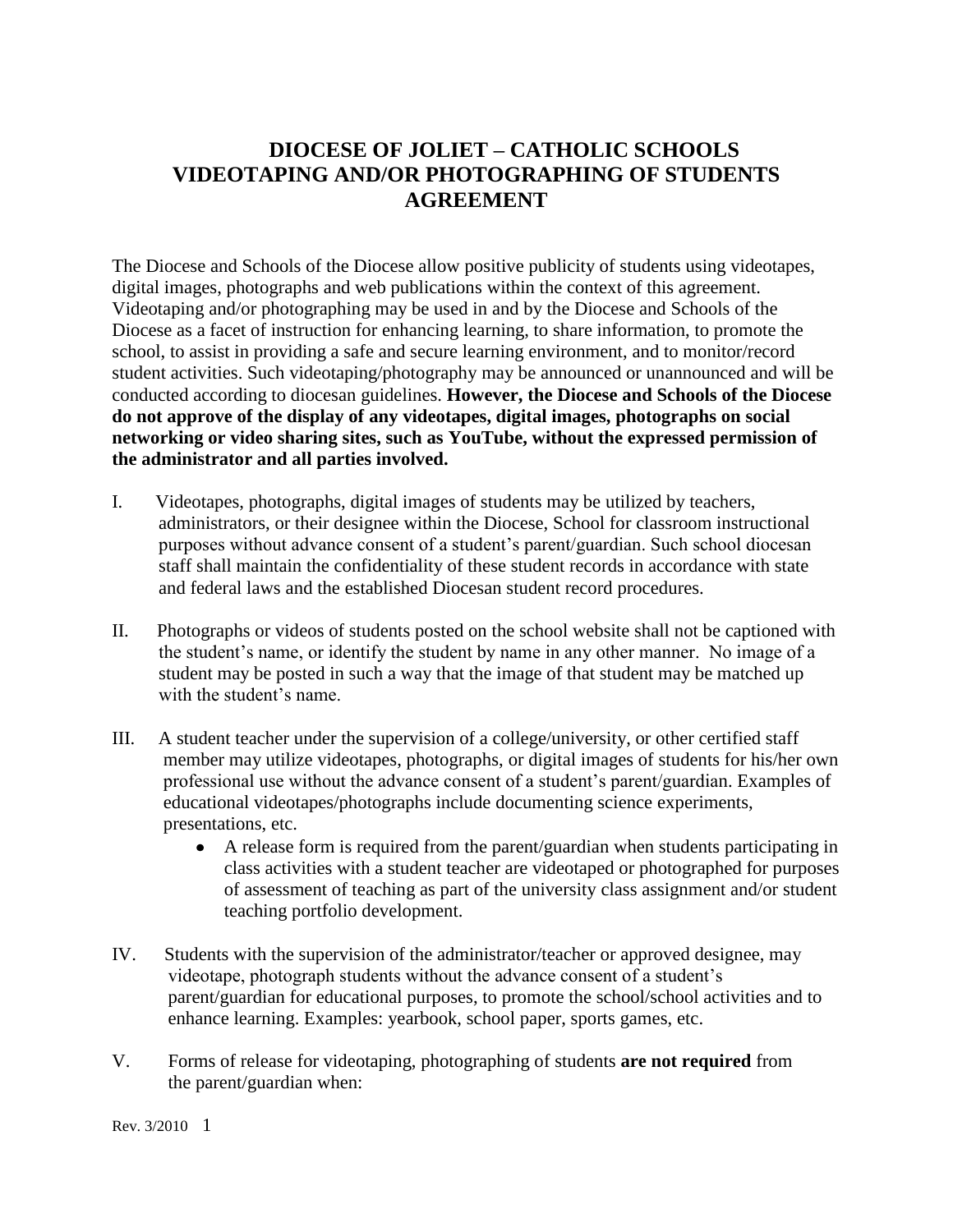# DIOCESE OF JOLIET – CATHOLIC SCHOOLS
# VIDEOTAPING AND/OR PHOTOGRAPHING OF STUDENTS AGREEMENT

The Diocese and Schools of the Diocese allow positive publicity of students using videotapes, digital images, photographs and web publications within the context of this agreement. Videotaping and/or photographing may be used in and by the Diocese and Schools of the Diocese as a facet of instruction for enhancing learning, to share information, to promote the school, to assist in providing a safe and secure learning environment, and to monitor/record student activities. Such videotaping/photography may be announced or unannounced and will be conducted according to diocesan guidelines. **However, the Diocese and Schools of the Diocese do not approve of the display of any videotapes, digital images, photographs on social networking or video sharing sites, such as YouTube, without the expressed permission of the administrator and all parties involved.**

I. Videotapes, photographs, digital images of students may be utilized by teachers, administrators, or their designee within the Diocese, School for classroom instructional purposes without advance consent of a student's parent/guardian. Such school diocesan staff shall maintain the confidentiality of these student records in accordance with state and federal laws and the established Diocesan student record procedures.

II. Photographs or videos of students posted on the school website shall not be captioned with the student's name, or identify the student by name in any other manner. No image of a student may be posted in such a way that the image of that student may be matched up with the student's name.

III. A student teacher under the supervision of a college/university, or other certified staff member may utilize videotapes, photographs, or digital images of students for his/her own professional use without the advance consent of a student's parent/guardian. Examples of educational videotapes/photographs include documenting science experiments, presentations, etc.
   - A release form is required from the parent/guardian when students participating in class activities with a student teacher are videotaped or photographed for purposes of assessment of teaching as part of the university class assignment and/or student teaching portfolio development.

IV. Students with the supervision of the administrator/teacher or approved designee, may videotape, photograph students without the advance consent of a student's parent/guardian for educational purposes, to promote the school/school activities and to enhance learning. Examples: yearbook, school paper, sports games, etc.

V. Forms of release for videotaping, photographing of students **are not required** from the parent/guardian when:

Rev. 3/2010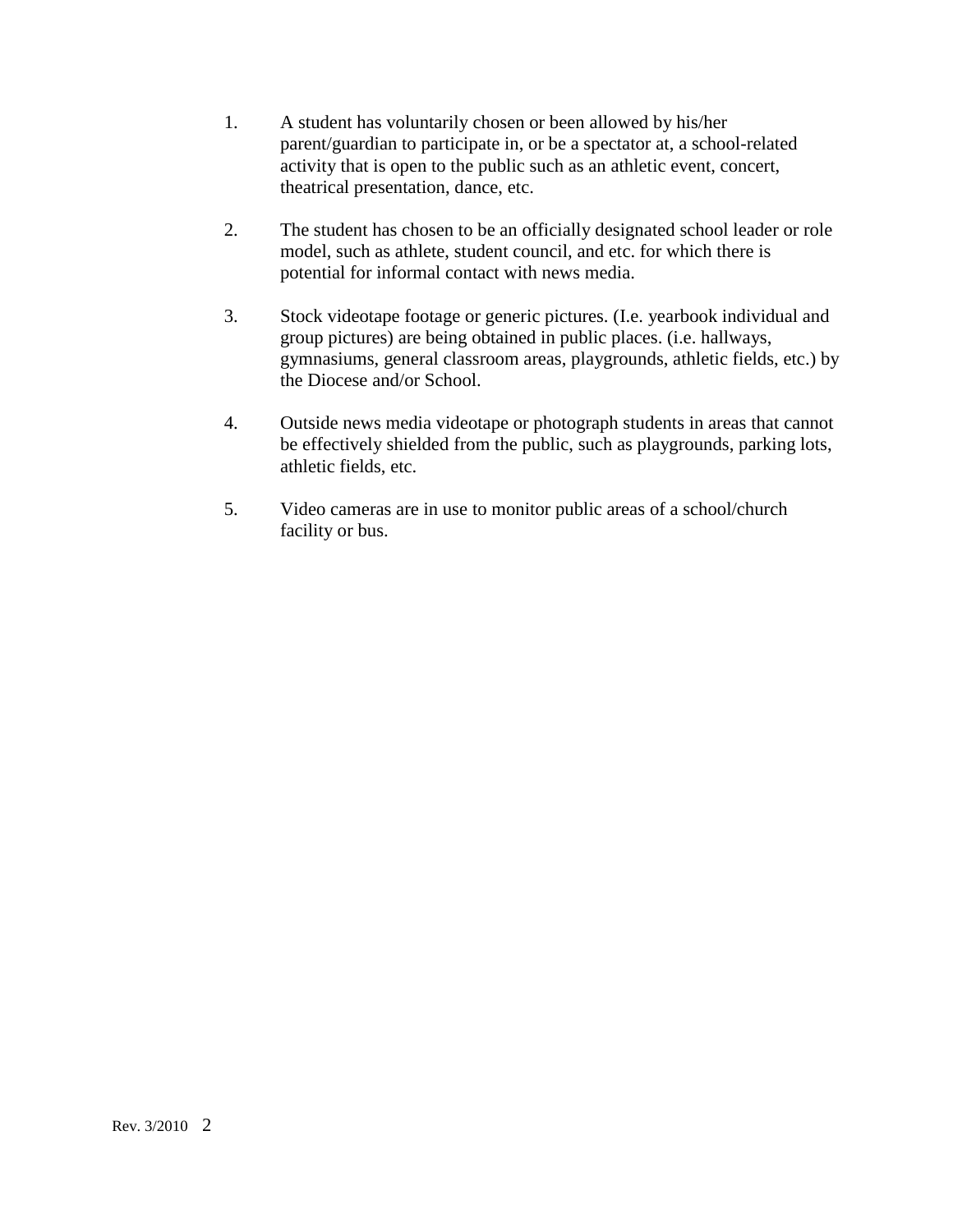1. A student has voluntarily chosen or been allowed by his/her parent/guardian to participate in, or be a spectator at, a school-related activity that is open to the public such as an athletic event, concert, theatrical presentation, dance, etc.

2. The student has chosen to be an officially designated school leader or role model, such as athlete, student council, and etc. for which there is potential for informal contact with news media.

3. Stock videotape footage or generic pictures. (I.e. yearbook individual and group pictures) are being obtained in public places. (i.e. hallways, gymnasiums, general classroom areas, playgrounds, athletic fields, etc.) by the Diocese and/or School.

4. Outside news media videotape or photograph students in areas that cannot be effectively shielded from the public, such as playgrounds, parking lots, athletic fields, etc.

5. Video cameras are in use to monitor public areas of a school/church facility or bus.

Rev. 3/2010